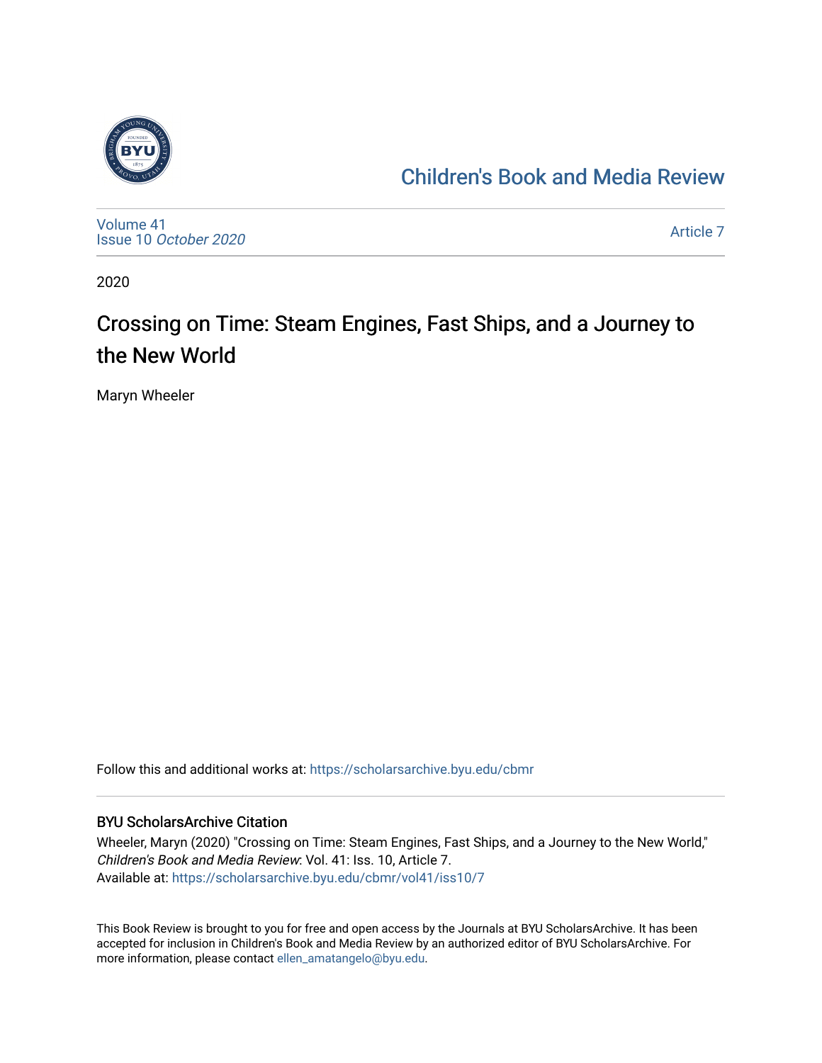# Children's Book and Media Review

Volume 41
Issue 10 *October 2020*

Article 7

2020

## Crossing on Time: Steam Engines, Fast Ships, and a Journey to the New World

Maryn Wheeler

Follow this and additional works at: https://scholarsarchive.byu.edu/cbmr

### BYU ScholarsArchive Citation

Wheeler, Maryn (2020) "Crossing on Time: Steam Engines, Fast Ships, and a Journey to the New World," *Children's Book and Media Review*: Vol. 41: Iss. 10, Article 7.
Available at: https://scholarsarchive.byu.edu/cbmr/vol41/iss10/7

This Book Review is brought to you for free and open access by the Journals at BYU ScholarsArchive. It has been accepted for inclusion in Children's Book and Media Review by an authorized editor of BYU ScholarsArchive. For more information, please contact ellen_amatangelo@byu.edu.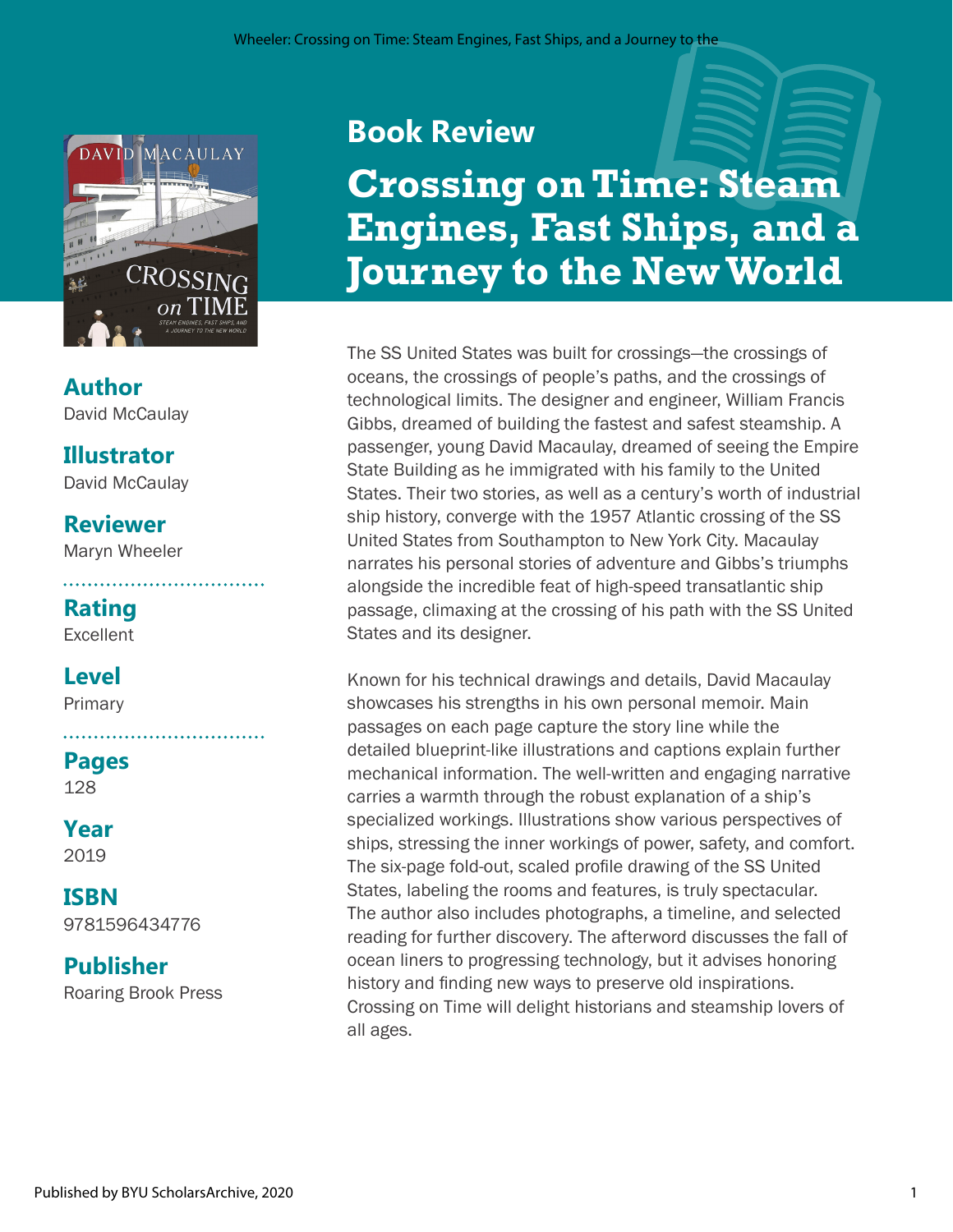# Book Review

# Crossing on Time: Steam Engines, Fast Ships, and a Journey to the New World

**Author**
David McCaulay

**Illustrator**
David McCaulay

**Reviewer**
Maryn Wheeler

**Rating**
Excellent

**Level**
Primary

**Pages**
128

**Year**
2019

**ISBN**
9781596434776

**Publisher**
Roaring Brook Press

The SS United States was built for crossings—the crossings of oceans, the crossings of people's paths, and the crossings of technological limits. The designer and engineer, William Francis Gibbs, dreamed of building the fastest and safest steamship. A passenger, young David Macaulay, dreamed of seeing the Empire State Building as he immigrated with his family to the United States. Their two stories, as well as a century's worth of industrial ship history, converge with the 1957 Atlantic crossing of the SS United States from Southampton to New York City. Macaulay narrates his personal stories of adventure and Gibbs's triumphs alongside the incredible feat of high-speed transatlantic ship passage, climaxing at the crossing of his path with the SS United States and its designer.

Known for his technical drawings and details, David Macaulay showcases his strengths in his own personal memoir. Main passages on each page capture the story line while the detailed blueprint-like illustrations and captions explain further mechanical information. The well-written and engaging narrative carries a warmth through the robust explanation of a ship's specialized workings. Illustrations show various perspectives of ships, stressing the inner workings of power, safety, and comfort. The six-page fold-out, scaled profile drawing of the SS United States, labeling the rooms and features, is truly spectacular. The author also includes photographs, a timeline, and selected reading for further discovery. The afterword discusses the fall of ocean liners to progressing technology, but it advises honoring history and finding new ways to preserve old inspirations. Crossing on Time will delight historians and steamship lovers of all ages.